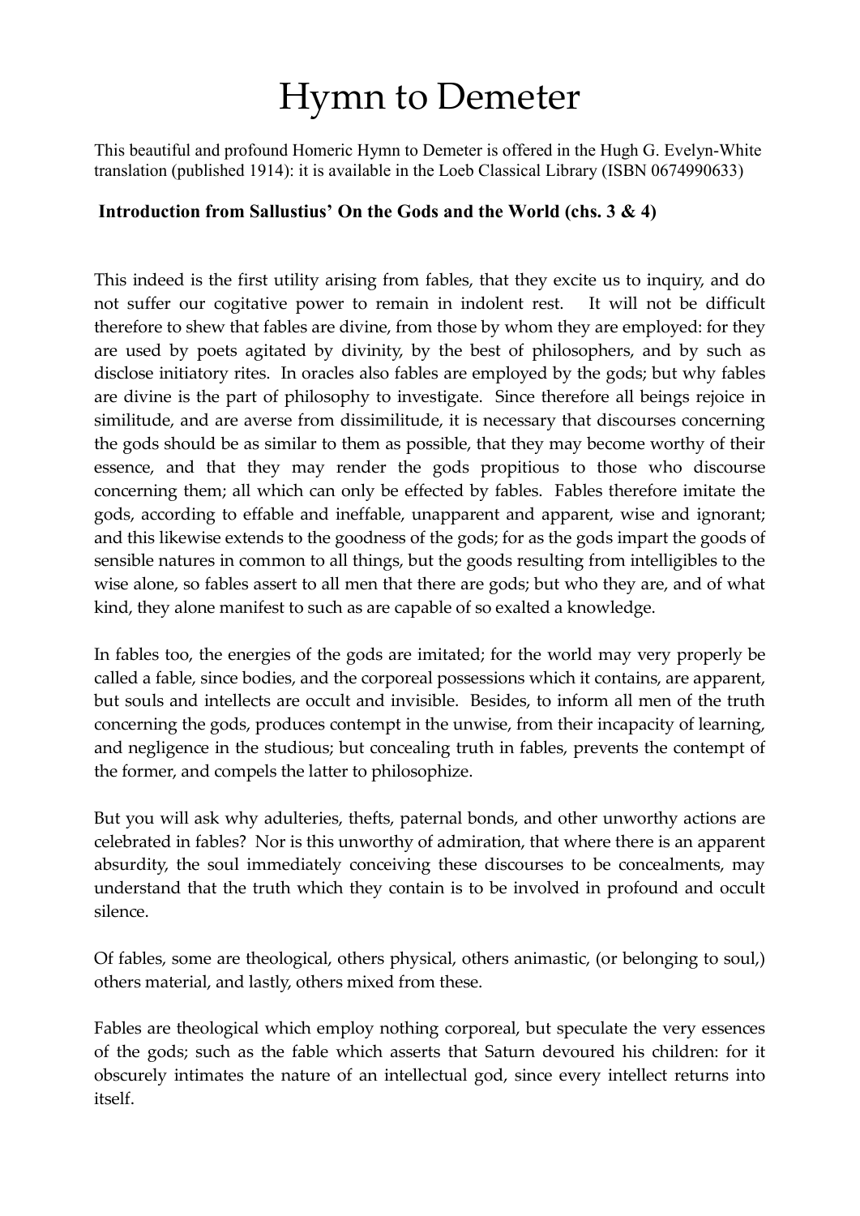# Hymn to Demeter

This beautiful and profound Homeric Hymn to Demeter is offered in the Hugh G. Evelyn-White translation (published 1914): it is available in the Loeb Classical Library (ISBN 0674990633)

**Introduction from Sallustius' On the Gods and the World (chs. 3 & 4)**

This indeed is the first utility arising from fables, that they excite us to inquiry, and do not suffer our cogitative power to remain in indolent rest. It will not be difficult therefore to shew that fables are divine, from those by whom they are employed: for they are used by poets agitated by divinity, by the best of philosophers, and by such as disclose initiatory rites. In oracles also fables are employed by the gods; but why fables are divine is the part of philosophy to investigate. Since therefore all beings rejoice in similitude, and are averse from dissimilitude, it is necessary that discourses concerning the gods should be as similar to them as possible, that they may become worthy of their essence, and that they may render the gods propitious to those who discourse concerning them; all which can only be effected by fables. Fables therefore imitate the gods, according to effable and ineffable, unapparent and apparent, wise and ignorant; and this likewise extends to the goodness of the gods; for as the gods impart the goods of sensible natures in common to all things, but the goods resulting from intelligibles to the wise alone, so fables assert to all men that there are gods; but who they are, and of what kind, they alone manifest to such as are capable of so exalted a knowledge.

In fables too, the energies of the gods are imitated; for the world may very properly be called a fable, since bodies, and the corporeal possessions which it contains, are apparent, but souls and intellects are occult and invisible. Besides, to inform all men of the truth concerning the gods, produces contempt in the unwise, from their incapacity of learning, and negligence in the studious; but concealing truth in fables, prevents the contempt of the former, and compels the latter to philosophize.

But you will ask why adulteries, thefts, paternal bonds, and other unworthy actions are celebrated in fables? Nor is this unworthy of admiration, that where there is an apparent absurdity, the soul immediately conceiving these discourses to be concealments, may understand that the truth which they contain is to be involved in profound and occult silence.

Of fables, some are theological, others physical, others animastic, (or belonging to soul,) others material, and lastly, others mixed from these.

Fables are theological which employ nothing corporeal, but speculate the very essences of the gods; such as the fable which asserts that Saturn devoured his children: for it obscurely intimates the nature of an intellectual god, since every intellect returns into itself.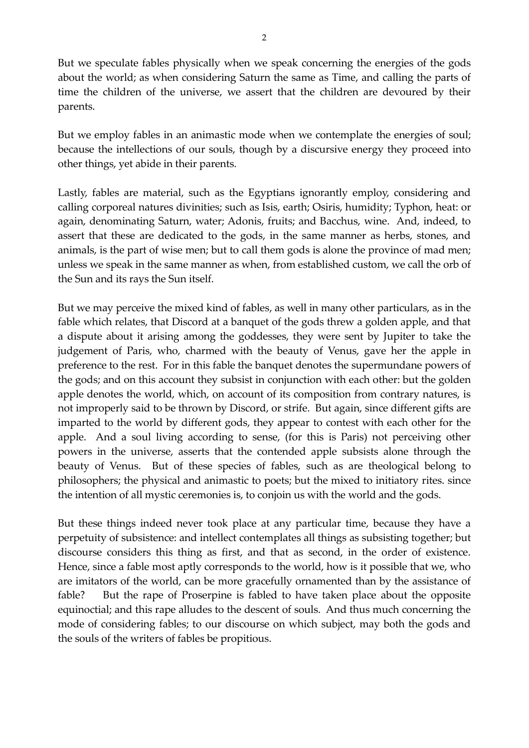But we speculate fables physically when we speak concerning the energies of the gods about the world; as when considering Saturn the same as Time, and calling the parts of time the children of the universe, we assert that the children are devoured by their parents.

But we employ fables in an animastic mode when we contemplate the energies of soul; because the intellections of our souls, though by a discursive energy they proceed into other things, yet abide in their parents.

Lastly, fables are material, such as the Egyptians ignorantly employ, considering and calling corporeal natures divinities; such as Isis, earth; Osiris, humidity; Typhon, heat: or again, denominating Saturn, water; Adonis, fruits; and Bacchus, wine. And, indeed, to assert that these are dedicated to the gods, in the same manner as herbs, stones, and animals, is the part of wise men; but to call them gods is alone the province of mad men; unless we speak in the same manner as when, from established custom, we call the orb of the Sun and its rays the Sun itself.

But we may perceive the mixed kind of fables, as well in many other particulars, as in the fable which relates, that Discord at a banquet of the gods threw a golden apple, and that a dispute about it arising among the goddesses, they were sent by Jupiter to take the judgement of Paris, who, charmed with the beauty of Venus, gave her the apple in preference to the rest. For in this fable the banquet denotes the supermundane powers of the gods; and on this account they subsist in conjunction with each other: but the golden apple denotes the world, which, on account of its composition from contrary natures, is not improperly said to be thrown by Discord, or strife. But again, since different gifts are imparted to the world by different gods, they appear to contest with each other for the apple. And a soul living according to sense, (for this is Paris) not perceiving other powers in the universe, asserts that the contended apple subsists alone through the beauty of Venus. But of these species of fables, such as are theological belong to philosophers; the physical and animastic to poets; but the mixed to initiatory rites. since the intention of all mystic ceremonies is, to conjoin us with the world and the gods.

But these things indeed never took place at any particular time, because they have a perpetuity of subsistence: and intellect contemplates all things as subsisting together; but discourse considers this thing as first, and that as second, in the order of existence. Hence, since a fable most aptly corresponds to the world, how is it possible that we, who are imitators of the world, can be more gracefully ornamented than by the assistance of fable? But the rape of Proserpine is fabled to have taken place about the opposite equinoctial; and this rape alludes to the descent of souls. And thus much concerning the mode of considering fables; to our discourse on which subject, may both the gods and the souls of the writers of fables be propitious.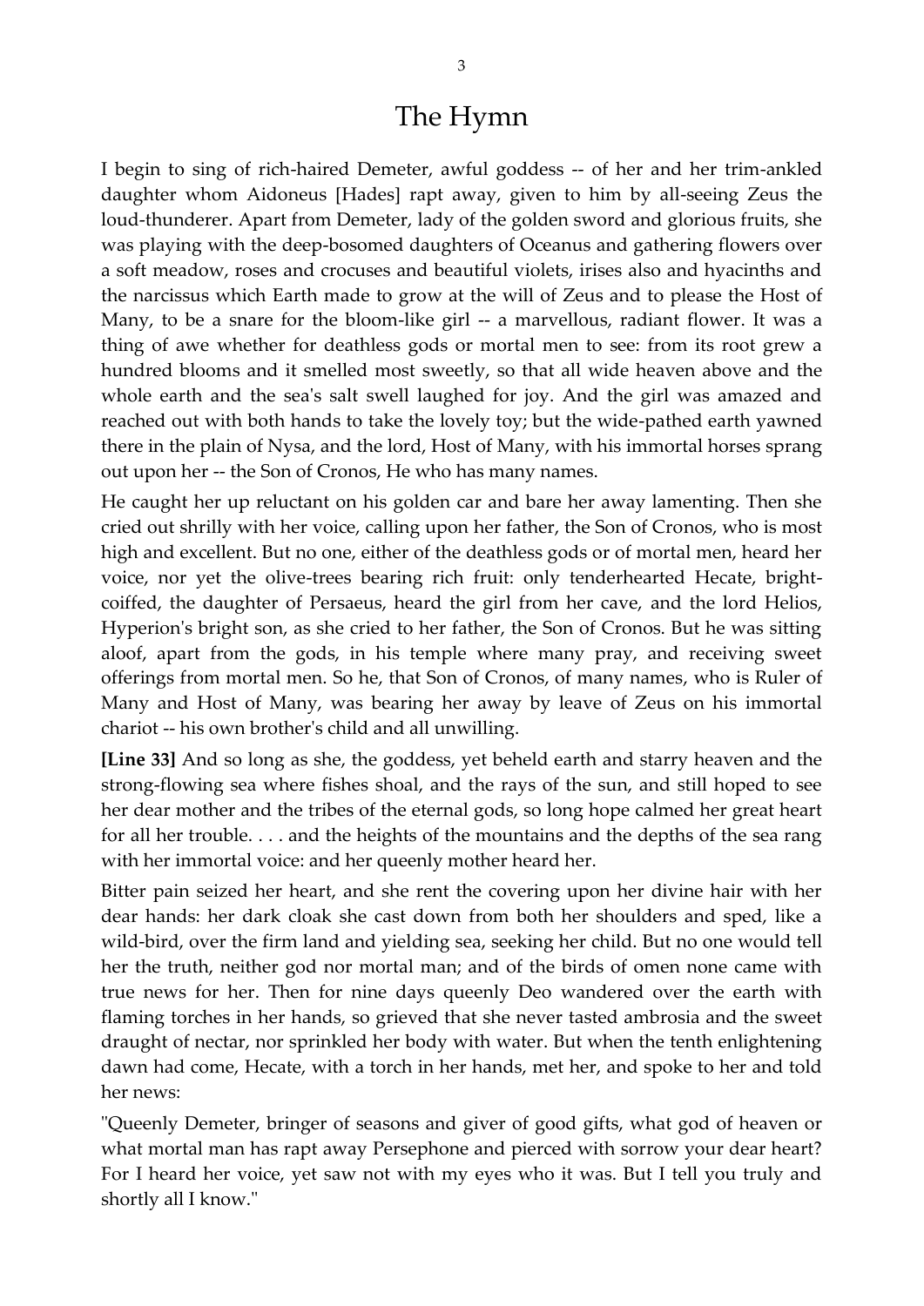# The Hymn

I begin to sing of rich-haired Demeter, awful goddess -- of her and her trim-ankled daughter whom Aidoneus [Hades] rapt away, given to him by all-seeing Zeus the loud-thunderer. Apart from Demeter, lady of the golden sword and glorious fruits, she was playing with the deep-bosomed daughters of Oceanus and gathering flowers over a soft meadow, roses and crocuses and beautiful violets, irises also and hyacinths and the narcissus which Earth made to grow at the will of Zeus and to please the Host of Many, to be a snare for the bloom-like girl -- a marvellous, radiant flower. It was a thing of awe whether for deathless gods or mortal men to see: from its root grew a hundred blooms and it smelled most sweetly, so that all wide heaven above and the whole earth and the sea's salt swell laughed for joy. And the girl was amazed and reached out with both hands to take the lovely toy; but the wide-pathed earth yawned there in the plain of Nysa, and the lord, Host of Many, with his immortal horses sprang out upon her -- the Son of Cronos, He who has many names.

He caught her up reluctant on his golden car and bare her away lamenting. Then she cried out shrilly with her voice, calling upon her father, the Son of Cronos, who is most high and excellent. But no one, either of the deathless gods or of mortal men, heard her voice, nor yet the olive-trees bearing rich fruit: only tenderhearted Hecate, bright-coiffed, the daughter of Persaeus, heard the girl from her cave, and the lord Helios, Hyperion's bright son, as she cried to her father, the Son of Cronos. But he was sitting aloof, apart from the gods, in his temple where many pray, and receiving sweet offerings from mortal men. So he, that Son of Cronos, of many names, who is Ruler of Many and Host of Many, was bearing her away by leave of Zeus on his immortal chariot -- his own brother's child and all unwilling.

**[Line 33]** And so long as she, the goddess, yet beheld earth and starry heaven and the strong-flowing sea where fishes shoal, and the rays of the sun, and still hoped to see her dear mother and the tribes of the eternal gods, so long hope calmed her great heart for all her trouble. . . . and the heights of the mountains and the depths of the sea rang with her immortal voice: and her queenly mother heard her.

Bitter pain seized her heart, and she rent the covering upon her divine hair with her dear hands: her dark cloak she cast down from both her shoulders and sped, like a wild-bird, over the firm land and yielding sea, seeking her child. But no one would tell her the truth, neither god nor mortal man; and of the birds of omen none came with true news for her. Then for nine days queenly Deo wandered over the earth with flaming torches in her hands, so grieved that she never tasted ambrosia and the sweet draught of nectar, nor sprinkled her body with water. But when the tenth enlightening dawn had come, Hecate, with a torch in her hands, met her, and spoke to her and told her news:

"Queenly Demeter, bringer of seasons and giver of good gifts, what god of heaven or what mortal man has rapt away Persephone and pierced with sorrow your dear heart? For I heard her voice, yet saw not with my eyes who it was. But I tell you truly and shortly all I know."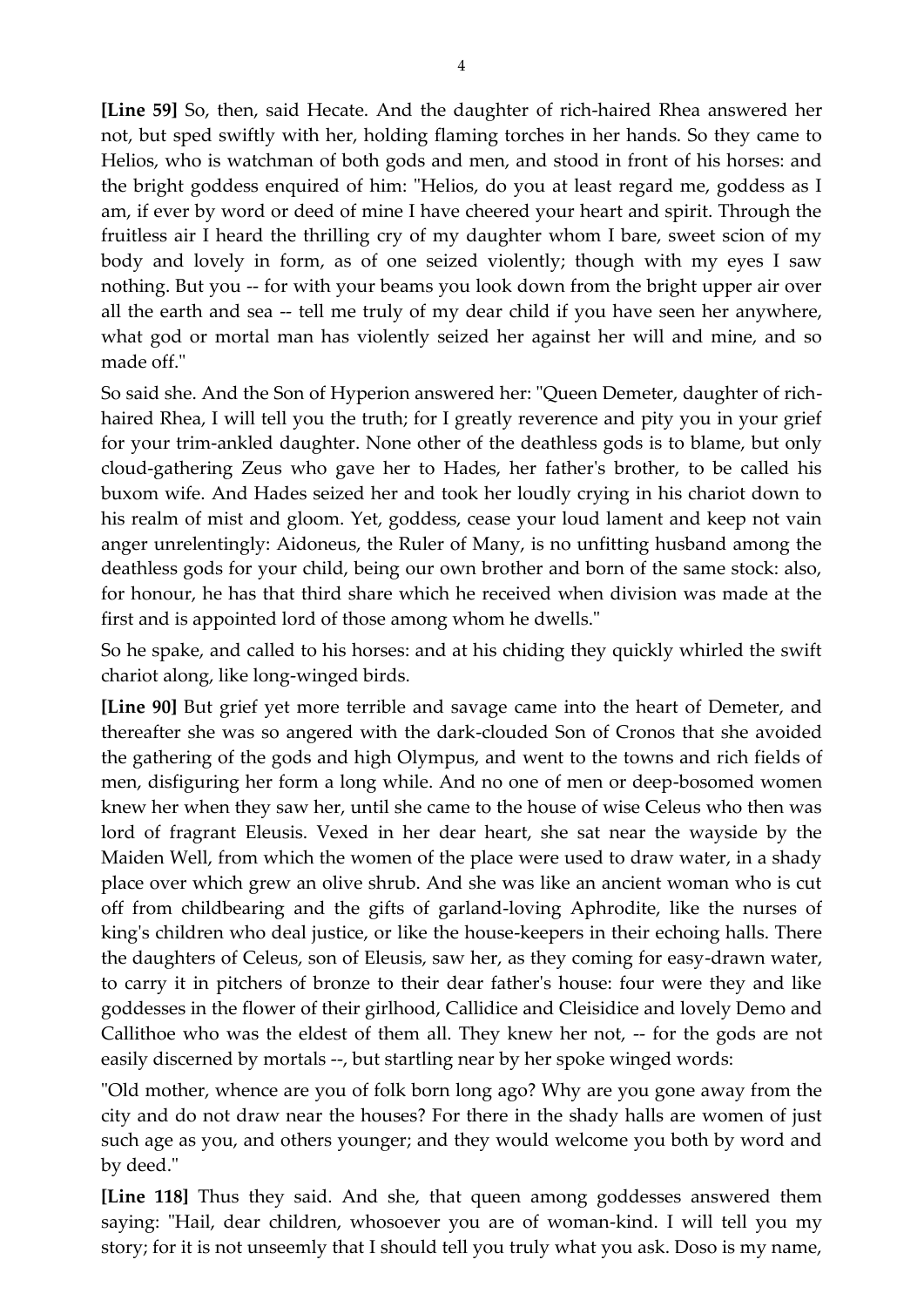**[Line 59]** So, then, said Hecate. And the daughter of rich-haired Rhea answered her not, but sped swiftly with her, holding flaming torches in her hands. So they came to Helios, who is watchman of both gods and men, and stood in front of his horses: and the bright goddess enquired of him: "Helios, do you at least regard me, goddess as I am, if ever by word or deed of mine I have cheered your heart and spirit. Through the fruitless air I heard the thrilling cry of my daughter whom I bare, sweet scion of my body and lovely in form, as of one seized violently; though with my eyes I saw nothing. But you -- for with your beams you look down from the bright upper air over all the earth and sea -- tell me truly of my dear child if you have seen her anywhere, what god or mortal man has violently seized her against her will and mine, and so made off."

So said she. And the Son of Hyperion answered her: "Queen Demeter, daughter of rich-haired Rhea, I will tell you the truth; for I greatly reverence and pity you in your grief for your trim-ankled daughter. None other of the deathless gods is to blame, but only cloud-gathering Zeus who gave her to Hades, her father's brother, to be called his buxom wife. And Hades seized her and took her loudly crying in his chariot down to his realm of mist and gloom. Yet, goddess, cease your loud lament and keep not vain anger unrelentingly: Aidoneus, the Ruler of Many, is no unfitting husband among the deathless gods for your child, being our own brother and born of the same stock: also, for honour, he has that third share which he received when division was made at the first and is appointed lord of those among whom he dwells."

So he spake, and called to his horses: and at his chiding they quickly whirled the swift chariot along, like long-winged birds.

**[Line 90]** But grief yet more terrible and savage came into the heart of Demeter, and thereafter she was so angered with the dark-clouded Son of Cronos that she avoided the gathering of the gods and high Olympus, and went to the towns and rich fields of men, disfiguring her form a long while. And no one of men or deep-bosomed women knew her when they saw her, until she came to the house of wise Celeus who then was lord of fragrant Eleusis. Vexed in her dear heart, she sat near the wayside by the Maiden Well, from which the women of the place were used to draw water, in a shady place over which grew an olive shrub. And she was like an ancient woman who is cut off from childbearing and the gifts of garland-loving Aphrodite, like the nurses of king's children who deal justice, or like the house-keepers in their echoing halls. There the daughters of Celeus, son of Eleusis, saw her, as they coming for easy-drawn water, to carry it in pitchers of bronze to their dear father's house: four were they and like goddesses in the flower of their girlhood, Callidice and Cleisidice and lovely Demo and Callithoe who was the eldest of them all. They knew her not, -- for the gods are not easily discerned by mortals --, but startling near by her spoke winged words:

"Old mother, whence are you of folk born long ago? Why are you gone away from the city and do not draw near the houses? For there in the shady halls are women of just such age as you, and others younger; and they would welcome you both by word and by deed."

**[Line 118]** Thus they said. And she, that queen among goddesses answered them saying: "Hail, dear children, whosoever you are of woman-kind. I will tell you my story; for it is not unseemly that I should tell you truly what you ask. Doso is my name,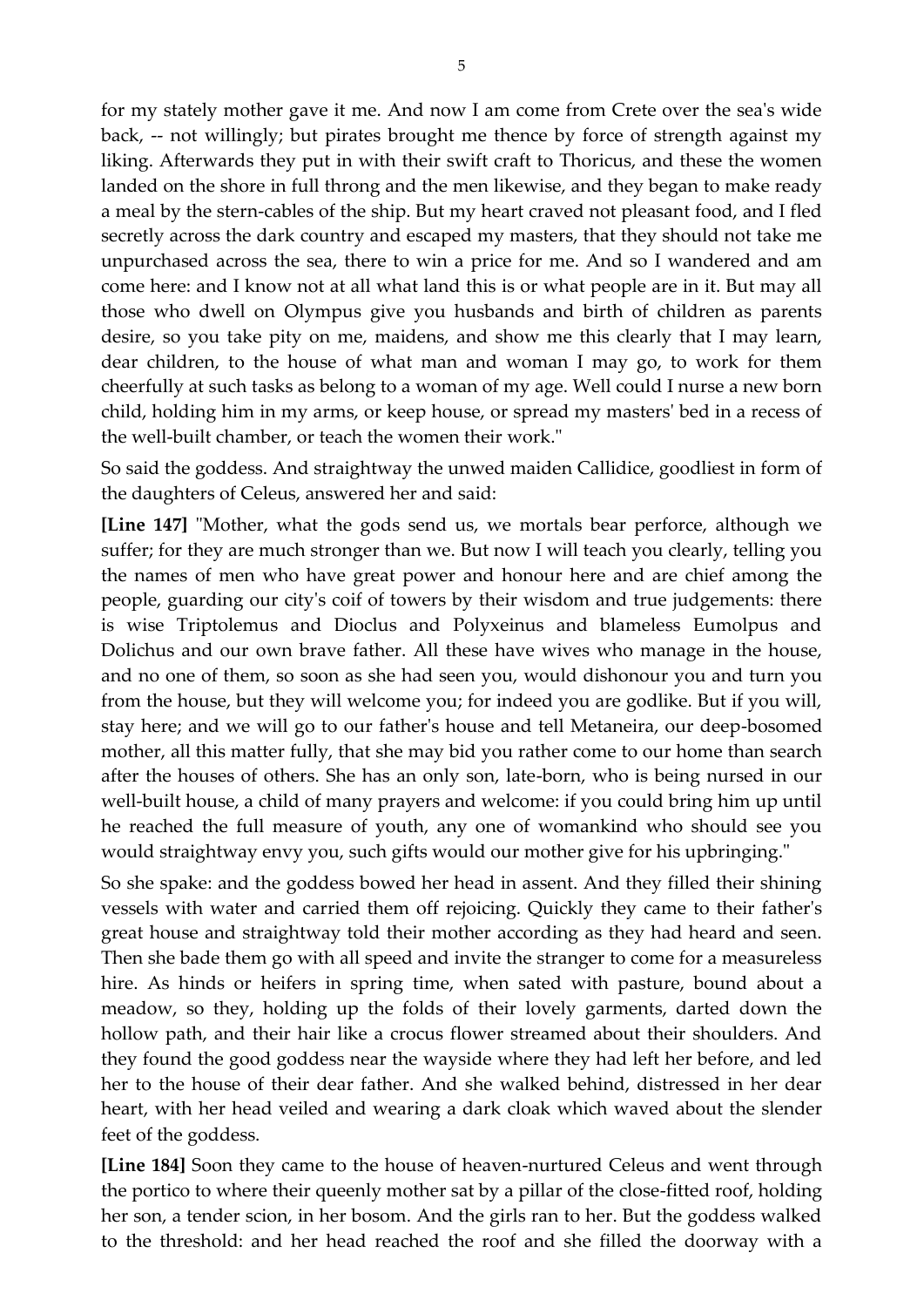for my stately mother gave it me. And now I am come from Crete over the sea's wide back, -- not willingly; but pirates brought me thence by force of strength against my liking. Afterwards they put in with their swift craft to Thoricus, and these the women landed on the shore in full throng and the men likewise, and they began to make ready a meal by the stern-cables of the ship. But my heart craved not pleasant food, and I fled secretly across the dark country and escaped my masters, that they should not take me unpurchased across the sea, there to win a price for me. And so I wandered and am come here: and I know not at all what land this is or what people are in it. But may all those who dwell on Olympus give you husbands and birth of children as parents desire, so you take pity on me, maidens, and show me this clearly that I may learn, dear children, to the house of what man and woman I may go, to work for them cheerfully at such tasks as belong to a woman of my age. Well could I nurse a new born child, holding him in my arms, or keep house, or spread my masters' bed in a recess of the well-built chamber, or teach the women their work."

So said the goddess. And straightway the unwed maiden Callidice, goodliest in form of the daughters of Celeus, answered her and said:

**[Line 147]** "Mother, what the gods send us, we mortals bear perforce, although we suffer; for they are much stronger than we. But now I will teach you clearly, telling you the names of men who have great power and honour here and are chief among the people, guarding our city's coif of towers by their wisdom and true judgements: there is wise Triptolemus and Dioclus and Polyxeinus and blameless Eumolpus and Dolichus and our own brave father. All these have wives who manage in the house, and no one of them, so soon as she had seen you, would dishonour you and turn you from the house, but they will welcome you; for indeed you are godlike. But if you will, stay here; and we will go to our father's house and tell Metaneira, our deep-bosomed mother, all this matter fully, that she may bid you rather come to our home than search after the houses of others. She has an only son, late-born, who is being nursed in our well-built house, a child of many prayers and welcome: if you could bring him up until he reached the full measure of youth, any one of womankind who should see you would straightway envy you, such gifts would our mother give for his upbringing."

So she spake: and the goddess bowed her head in assent. And they filled their shining vessels with water and carried them off rejoicing. Quickly they came to their father's great house and straightway told their mother according as they had heard and seen. Then she bade them go with all speed and invite the stranger to come for a measureless hire. As hinds or heifers in spring time, when sated with pasture, bound about a meadow, so they, holding up the folds of their lovely garments, darted down the hollow path, and their hair like a crocus flower streamed about their shoulders. And they found the good goddess near the wayside where they had left her before, and led her to the house of their dear father. And she walked behind, distressed in her dear heart, with her head veiled and wearing a dark cloak which waved about the slender feet of the goddess.

**[Line 184]** Soon they came to the house of heaven-nurtured Celeus and went through the portico to where their queenly mother sat by a pillar of the close-fitted roof, holding her son, a tender scion, in her bosom. And the girls ran to her. But the goddess walked to the threshold: and her head reached the roof and she filled the doorway with a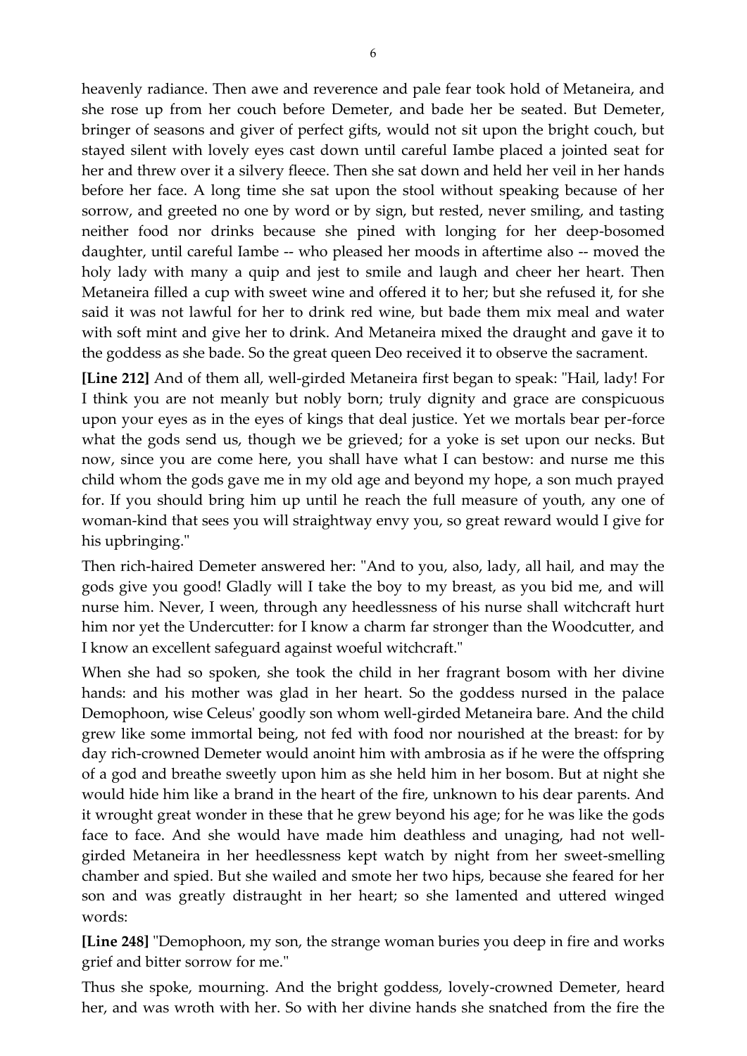heavenly radiance. Then awe and reverence and pale fear took hold of Metaneira, and she rose up from her couch before Demeter, and bade her be seated. But Demeter, bringer of seasons and giver of perfect gifts, would not sit upon the bright couch, but stayed silent with lovely eyes cast down until careful Iambe placed a jointed seat for her and threw over it a silvery fleece. Then she sat down and held her veil in her hands before her face. A long time she sat upon the stool without speaking because of her sorrow, and greeted no one by word or by sign, but rested, never smiling, and tasting neither food nor drinks because she pined with longing for her deep-bosomed daughter, until careful Iambe -- who pleased her moods in aftertime also -- moved the holy lady with many a quip and jest to smile and laugh and cheer her heart. Then Metaneira filled a cup with sweet wine and offered it to her; but she refused it, for she said it was not lawful for her to drink red wine, but bade them mix meal and water with soft mint and give her to drink. And Metaneira mixed the draught and gave it to the goddess as she bade. So the great queen Deo received it to observe the sacrament.

**[Line 212]** And of them all, well-girded Metaneira first began to speak: "Hail, lady! For I think you are not meanly but nobly born; truly dignity and grace are conspicuous upon your eyes as in the eyes of kings that deal justice. Yet we mortals bear per-force what the gods send us, though we be grieved; for a yoke is set upon our necks. But now, since you are come here, you shall have what I can bestow: and nurse me this child whom the gods gave me in my old age and beyond my hope, a son much prayed for. If you should bring him up until he reach the full measure of youth, any one of woman-kind that sees you will straightway envy you, so great reward would I give for his upbringing."

Then rich-haired Demeter answered her: "And to you, also, lady, all hail, and may the gods give you good! Gladly will I take the boy to my breast, as you bid me, and will nurse him. Never, I ween, through any heedlessness of his nurse shall witchcraft hurt him nor yet the Undercutter: for I know a charm far stronger than the Woodcutter, and I know an excellent safeguard against woeful witchcraft."

When she had so spoken, she took the child in her fragrant bosom with her divine hands: and his mother was glad in her heart. So the goddess nursed in the palace Demophoon, wise Celeus' goodly son whom well-girded Metaneira bare. And the child grew like some immortal being, not fed with food nor nourished at the breast: for by day rich-crowned Demeter would anoint him with ambrosia as if he were the offspring of a god and breathe sweetly upon him as she held him in her bosom. But at night she would hide him like a brand in the heart of the fire, unknown to his dear parents. And it wrought great wonder in these that he grew beyond his age; for he was like the gods face to face. And she would have made him deathless and unaging, had not well-girded Metaneira in her heedlessness kept watch by night from her sweet-smelling chamber and spied. But she wailed and smote her two hips, because she feared for her son and was greatly distraught in her heart; so she lamented and uttered winged words:

**[Line 248]** "Demophoon, my son, the strange woman buries you deep in fire and works grief and bitter sorrow for me."

Thus she spoke, mourning. And the bright goddess, lovely-crowned Demeter, heard her, and was wroth with her. So with her divine hands she snatched from the fire the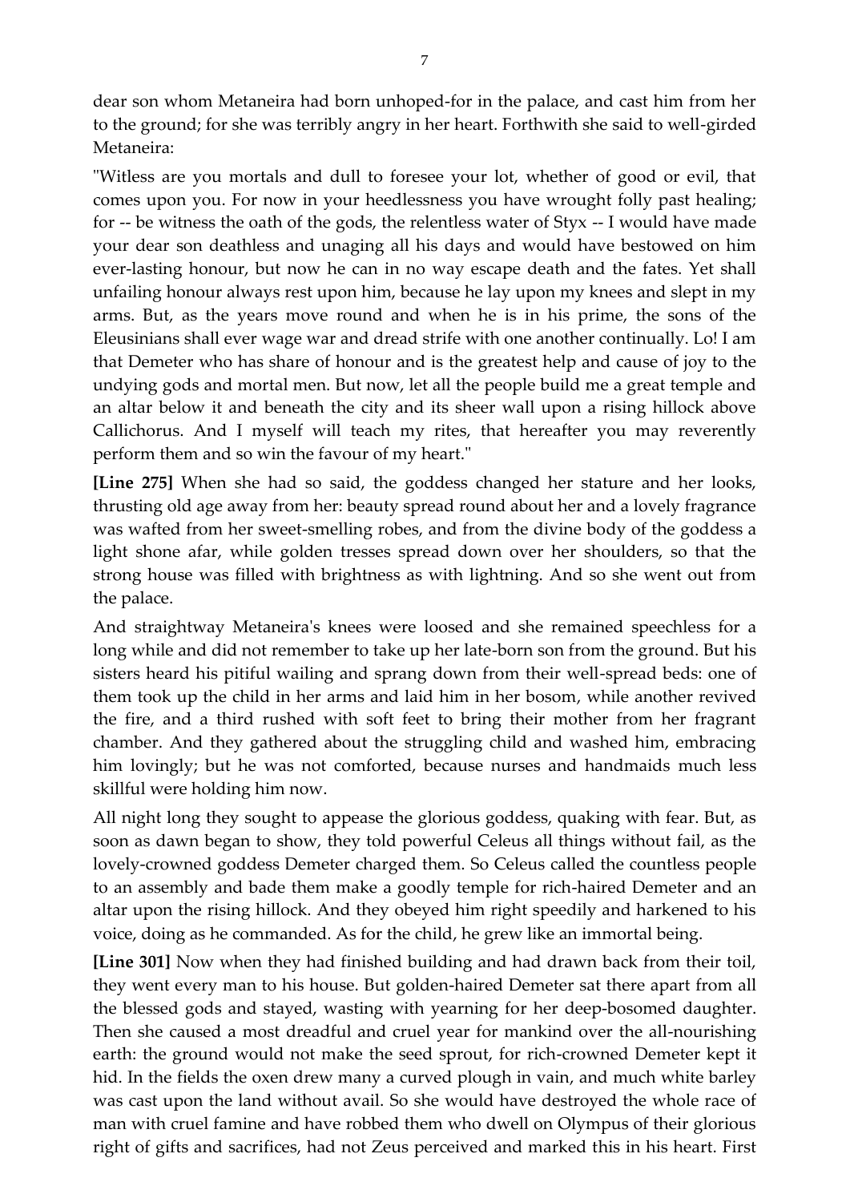dear son whom Metaneira had born unhoped-for in the palace, and cast him from her to the ground; for she was terribly angry in her heart. Forthwith she said to well-girded Metaneira:

"Witless are you mortals and dull to foresee your lot, whether of good or evil, that comes upon you. For now in your heedlessness you have wrought folly past healing; for -- be witness the oath of the gods, the relentless water of Styx -- I would have made your dear son deathless and unaging all his days and would have bestowed on him ever-lasting honour, but now he can in no way escape death and the fates. Yet shall unfailing honour always rest upon him, because he lay upon my knees and slept in my arms. But, as the years move round and when he is in his prime, the sons of the Eleusinians shall ever wage war and dread strife with one another continually. Lo! I am that Demeter who has share of honour and is the greatest help and cause of joy to the undying gods and mortal men. But now, let all the people build me a great temple and an altar below it and beneath the city and its sheer wall upon a rising hillock above Callichorus. And I myself will teach my rites, that hereafter you may reverently perform them and so win the favour of my heart."

**[Line 275]** When she had so said, the goddess changed her stature and her looks, thrusting old age away from her: beauty spread round about her and a lovely fragrance was wafted from her sweet-smelling robes, and from the divine body of the goddess a light shone afar, while golden tresses spread down over her shoulders, so that the strong house was filled with brightness as with lightning. And so she went out from the palace.

And straightway Metaneira's knees were loosed and she remained speechless for a long while and did not remember to take up her late-born son from the ground. But his sisters heard his pitiful wailing and sprang down from their well-spread beds: one of them took up the child in her arms and laid him in her bosom, while another revived the fire, and a third rushed with soft feet to bring their mother from her fragrant chamber. And they gathered about the struggling child and washed him, embracing him lovingly; but he was not comforted, because nurses and handmaids much less skillful were holding him now.

All night long they sought to appease the glorious goddess, quaking with fear. But, as soon as dawn began to show, they told powerful Celeus all things without fail, as the lovely-crowned goddess Demeter charged them. So Celeus called the countless people to an assembly and bade them make a goodly temple for rich-haired Demeter and an altar upon the rising hillock. And they obeyed him right speedily and harkened to his voice, doing as he commanded. As for the child, he grew like an immortal being.

**[Line 301]** Now when they had finished building and had drawn back from their toil, they went every man to his house. But golden-haired Demeter sat there apart from all the blessed gods and stayed, wasting with yearning for her deep-bosomed daughter. Then she caused a most dreadful and cruel year for mankind over the all-nourishing earth: the ground would not make the seed sprout, for rich-crowned Demeter kept it hid. In the fields the oxen drew many a curved plough in vain, and much white barley was cast upon the land without avail. So she would have destroyed the whole race of man with cruel famine and have robbed them who dwell on Olympus of their glorious right of gifts and sacrifices, had not Zeus perceived and marked this in his heart. First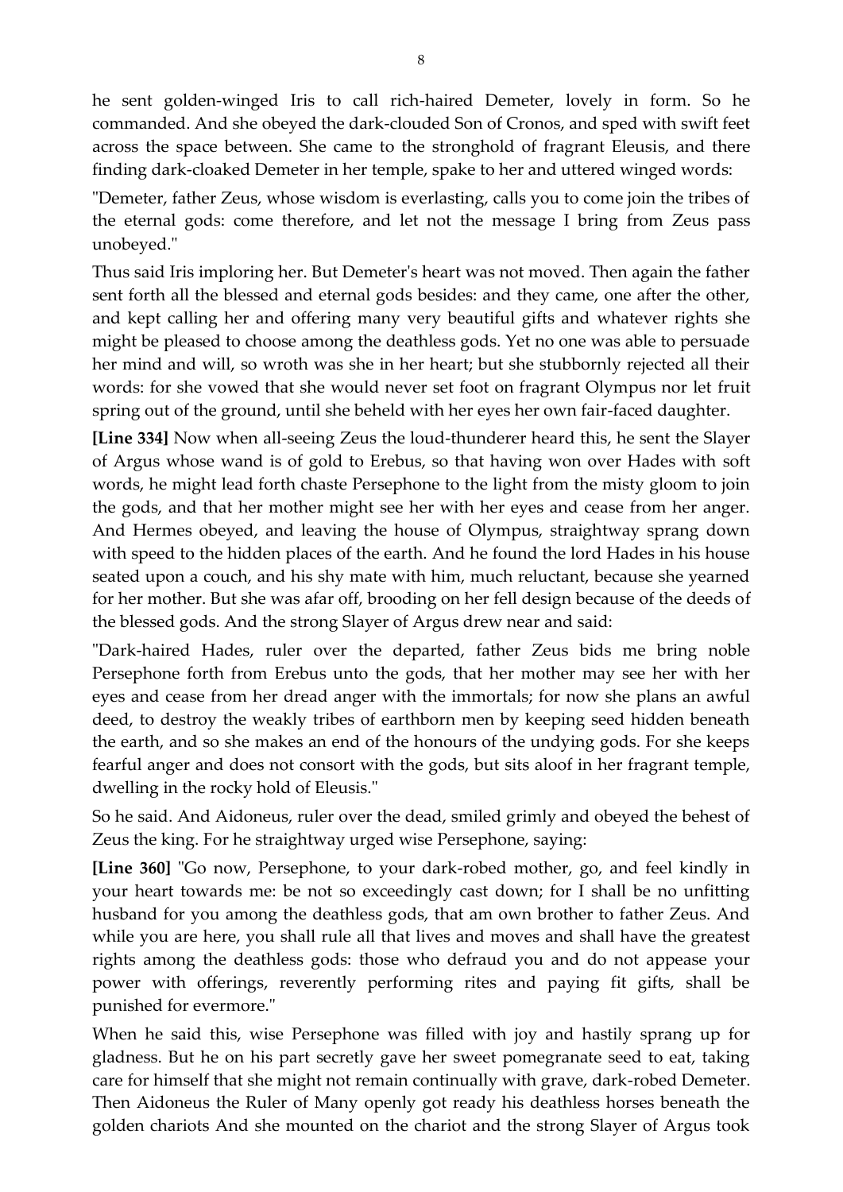he sent golden-winged Iris to call rich-haired Demeter, lovely in form. So he commanded. And she obeyed the dark-clouded Son of Cronos, and sped with swift feet across the space between. She came to the stronghold of fragrant Eleusis, and there finding dark-cloaked Demeter in her temple, spake to her and uttered winged words:

"Demeter, father Zeus, whose wisdom is everlasting, calls you to come join the tribes of the eternal gods: come therefore, and let not the message I bring from Zeus pass unobeyed."

Thus said Iris imploring her. But Demeter's heart was not moved. Then again the father sent forth all the blessed and eternal gods besides: and they came, one after the other, and kept calling her and offering many very beautiful gifts and whatever rights she might be pleased to choose among the deathless gods. Yet no one was able to persuade her mind and will, so wroth was she in her heart; but she stubbornly rejected all their words: for she vowed that she would never set foot on fragrant Olympus nor let fruit spring out of the ground, until she beheld with her eyes her own fair-faced daughter.

**[Line 334]** Now when all-seeing Zeus the loud-thunderer heard this, he sent the Slayer of Argus whose wand is of gold to Erebus, so that having won over Hades with soft words, he might lead forth chaste Persephone to the light from the misty gloom to join the gods, and that her mother might see her with her eyes and cease from her anger. And Hermes obeyed, and leaving the house of Olympus, straightway sprang down with speed to the hidden places of the earth. And he found the lord Hades in his house seated upon a couch, and his shy mate with him, much reluctant, because she yearned for her mother. But she was afar off, brooding on her fell design because of the deeds of the blessed gods. And the strong Slayer of Argus drew near and said:

"Dark-haired Hades, ruler over the departed, father Zeus bids me bring noble Persephone forth from Erebus unto the gods, that her mother may see her with her eyes and cease from her dread anger with the immortals; for now she plans an awful deed, to destroy the weakly tribes of earthborn men by keeping seed hidden beneath the earth, and so she makes an end of the honours of the undying gods. For she keeps fearful anger and does not consort with the gods, but sits aloof in her fragrant temple, dwelling in the rocky hold of Eleusis."

So he said. And Aidoneus, ruler over the dead, smiled grimly and obeyed the behest of Zeus the king. For he straightway urged wise Persephone, saying:

**[Line 360]** "Go now, Persephone, to your dark-robed mother, go, and feel kindly in your heart towards me: be not so exceedingly cast down; for I shall be no unfitting husband for you among the deathless gods, that am own brother to father Zeus. And while you are here, you shall rule all that lives and moves and shall have the greatest rights among the deathless gods: those who defraud you and do not appease your power with offerings, reverently performing rites and paying fit gifts, shall be punished for evermore."

When he said this, wise Persephone was filled with joy and hastily sprang up for gladness. But he on his part secretly gave her sweet pomegranate seed to eat, taking care for himself that she might not remain continually with grave, dark-robed Demeter. Then Aidoneus the Ruler of Many openly got ready his deathless horses beneath the golden chariots And she mounted on the chariot and the strong Slayer of Argus took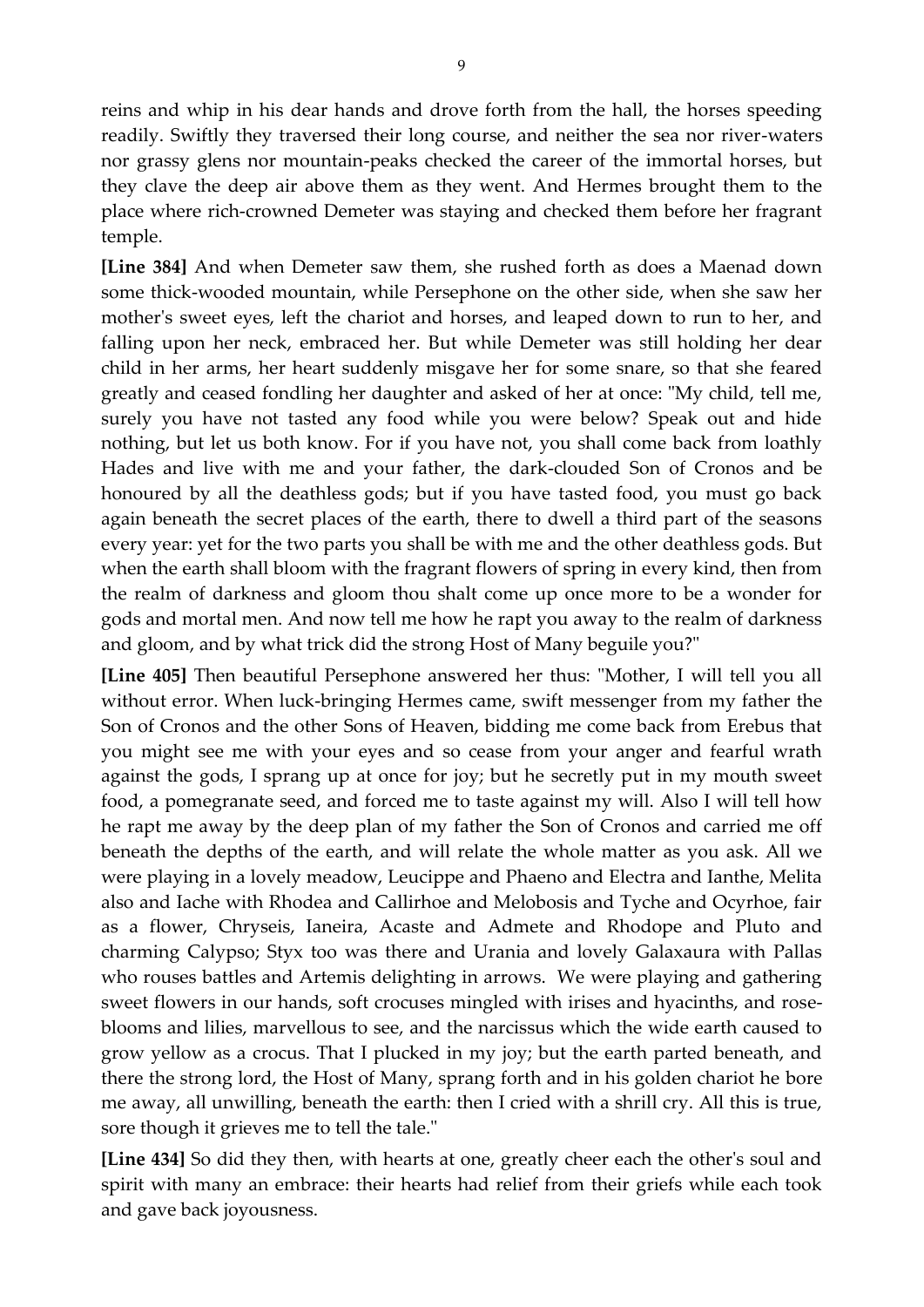reins and whip in his dear hands and drove forth from the hall, the horses speeding readily. Swiftly they traversed their long course, and neither the sea nor river-waters nor grassy glens nor mountain-peaks checked the career of the immortal horses, but they clave the deep air above them as they went. And Hermes brought them to the place where rich-crowned Demeter was staying and checked them before her fragrant temple.

**[Line 384]** And when Demeter saw them, she rushed forth as does a Maenad down some thick-wooded mountain, while Persephone on the other side, when she saw her mother's sweet eyes, left the chariot and horses, and leaped down to run to her, and falling upon her neck, embraced her. But while Demeter was still holding her dear child in her arms, her heart suddenly misgave her for some snare, so that she feared greatly and ceased fondling her daughter and asked of her at once: "My child, tell me, surely you have not tasted any food while you were below? Speak out and hide nothing, but let us both know. For if you have not, you shall come back from loathly Hades and live with me and your father, the dark-clouded Son of Cronos and be honoured by all the deathless gods; but if you have tasted food, you must go back again beneath the secret places of the earth, there to dwell a third part of the seasons every year: yet for the two parts you shall be with me and the other deathless gods. But when the earth shall bloom with the fragrant flowers of spring in every kind, then from the realm of darkness and gloom thou shalt come up once more to be a wonder for gods and mortal men. And now tell me how he rapt you away to the realm of darkness and gloom, and by what trick did the strong Host of Many beguile you?"

**[Line 405]** Then beautiful Persephone answered her thus: "Mother, I will tell you all without error. When luck-bringing Hermes came, swift messenger from my father the Son of Cronos and the other Sons of Heaven, bidding me come back from Erebus that you might see me with your eyes and so cease from your anger and fearful wrath against the gods, I sprang up at once for joy; but he secretly put in my mouth sweet food, a pomegranate seed, and forced me to taste against my will. Also I will tell how he rapt me away by the deep plan of my father the Son of Cronos and carried me off beneath the depths of the earth, and will relate the whole matter as you ask. All we were playing in a lovely meadow, Leucippe and Phaeno and Electra and Ianthe, Melita also and Iache with Rhodea and Callirhoe and Melobosis and Tyche and Ocyrhoe, fair as a flower, Chryseis, Ianeira, Acaste and Admete and Rhodope and Pluto and charming Calypso; Styx too was there and Urania and lovely Galaxaura with Pallas who rouses battles and Artemis delighting in arrows. We were playing and gathering sweet flowers in our hands, soft crocuses mingled with irises and hyacinths, and rose-blooms and lilies, marvellous to see, and the narcissus which the wide earth caused to grow yellow as a crocus. That I plucked in my joy; but the earth parted beneath, and there the strong lord, the Host of Many, sprang forth and in his golden chariot he bore me away, all unwilling, beneath the earth: then I cried with a shrill cry. All this is true, sore though it grieves me to tell the tale."

**[Line 434]** So did they then, with hearts at one, greatly cheer each the other's soul and spirit with many an embrace: their hearts had relief from their griefs while each took and gave back joyousness.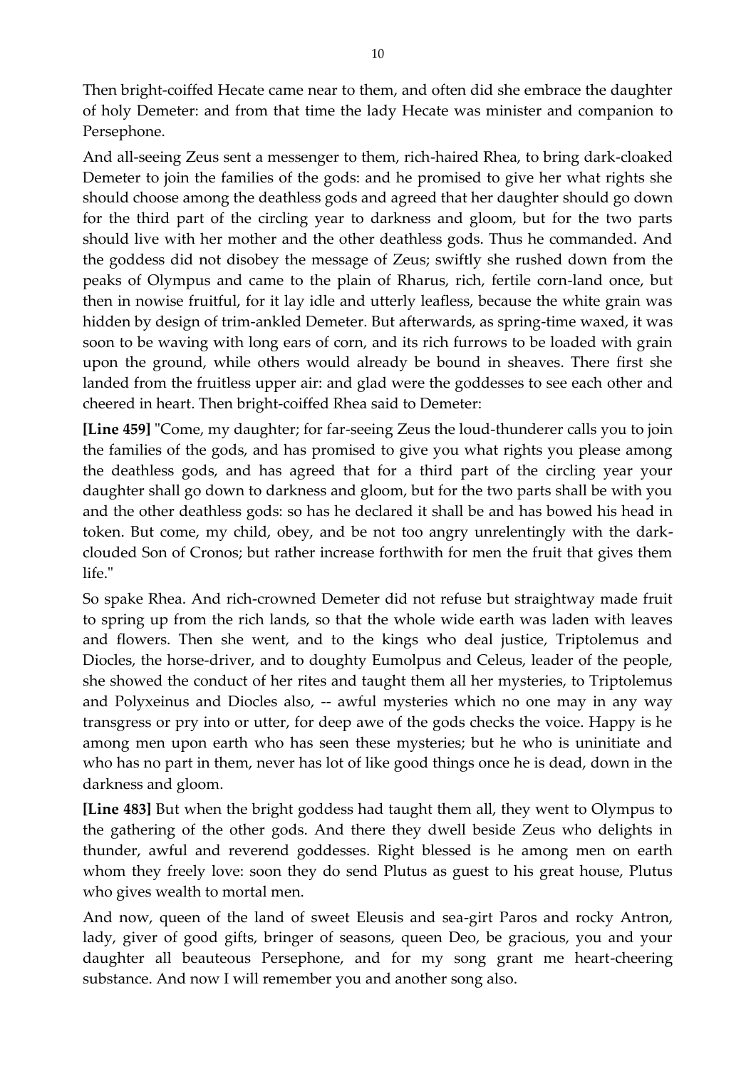Then bright-coiffed Hecate came near to them, and often did she embrace the daughter of holy Demeter: and from that time the lady Hecate was minister and companion to Persephone.

And all-seeing Zeus sent a messenger to them, rich-haired Rhea, to bring dark-cloaked Demeter to join the families of the gods: and he promised to give her what rights she should choose among the deathless gods and agreed that her daughter should go down for the third part of the circling year to darkness and gloom, but for the two parts should live with her mother and the other deathless gods. Thus he commanded. And the goddess did not disobey the message of Zeus; swiftly she rushed down from the peaks of Olympus and came to the plain of Rharus, rich, fertile corn-land once, but then in nowise fruitful, for it lay idle and utterly leafless, because the white grain was hidden by design of trim-ankled Demeter. But afterwards, as spring-time waxed, it was soon to be waving with long ears of corn, and its rich furrows to be loaded with grain upon the ground, while others would already be bound in sheaves. There first she landed from the fruitless upper air: and glad were the goddesses to see each other and cheered in heart. Then bright-coiffed Rhea said to Demeter:

**[Line 459]** "Come, my daughter; for far-seeing Zeus the loud-thunderer calls you to join the families of the gods, and has promised to give you what rights you please among the deathless gods, and has agreed that for a third part of the circling year your daughter shall go down to darkness and gloom, but for the two parts shall be with you and the other deathless gods: so has he declared it shall be and has bowed his head in token. But come, my child, obey, and be not too angry unrelentingly with the dark-clouded Son of Cronos; but rather increase forthwith for men the fruit that gives them life."

So spake Rhea. And rich-crowned Demeter did not refuse but straightway made fruit to spring up from the rich lands, so that the whole wide earth was laden with leaves and flowers. Then she went, and to the kings who deal justice, Triptolemus and Diocles, the horse-driver, and to doughty Eumolpus and Celeus, leader of the people, she showed the conduct of her rites and taught them all her mysteries, to Triptolemus and Polyxeinus and Diocles also, -- awful mysteries which no one may in any way transgress or pry into or utter, for deep awe of the gods checks the voice. Happy is he among men upon earth who has seen these mysteries; but he who is uninitiate and who has no part in them, never has lot of like good things once he is dead, down in the darkness and gloom.

**[Line 483]** But when the bright goddess had taught them all, they went to Olympus to the gathering of the other gods. And there they dwell beside Zeus who delights in thunder, awful and reverend goddesses. Right blessed is he among men on earth whom they freely love: soon they do send Plutus as guest to his great house, Plutus who gives wealth to mortal men.

And now, queen of the land of sweet Eleusis and sea-girt Paros and rocky Antron, lady, giver of good gifts, bringer of seasons, queen Deo, be gracious, you and your daughter all beauteous Persephone, and for my song grant me heart-cheering substance. And now I will remember you and another song also.